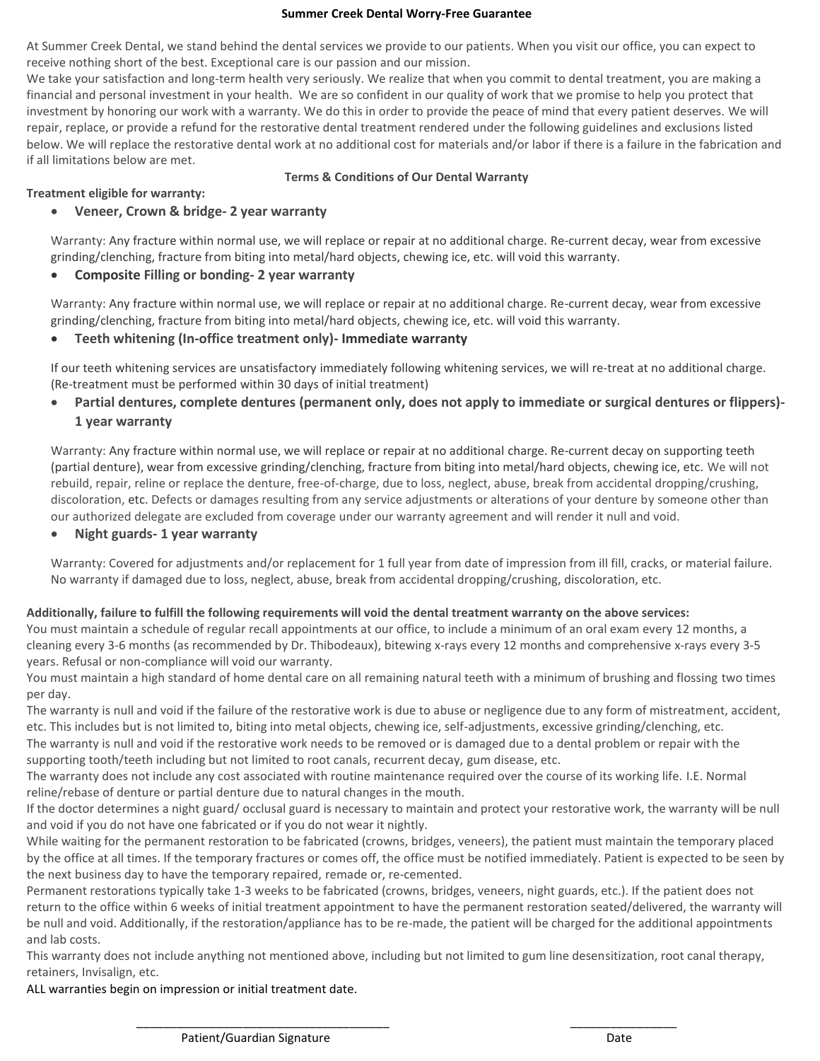# Summer Creek Dental Worry-Free Guarantee

At Summer Creek Dental, we stand behind the dental services we provide to our patients. When you visit our office, you can expect to receive nothing short of the best. Exceptional care is our passion and our mission.

We take your satisfaction and long-term health very seriously. We realize that when you commit to dental treatment, you are making a financial and personal investment in your health. We are so confident in our quality of work that we promise to help you protect that investment by honoring our work with a warranty. We do this in order to provide the peace of mind that every patient deserves. We will repair, replace, or provide a refund for the restorative dental treatment rendered under the following guidelines and exclusions listed below. We will replace the restorative dental work at no additional cost for materials and/or labor if there is a failure in the fabrication and if all limitations below are met.

## Terms & Conditions of Our Dental Warranty

**Treatment eligible for warranty:**

- **Veneer, Crown & bridge- 2 year warranty**

  Warranty: Any fracture within normal use, we will replace or repair at no additional charge. Re-current decay, wear from excessive grinding/clenching, fracture from biting into metal/hard objects, chewing ice, etc. will void this warranty.

- **Composite Filling or bonding- 2 year warranty**

  Warranty: Any fracture within normal use, we will replace or repair at no additional charge. Re-current decay, wear from excessive grinding/clenching, fracture from biting into metal/hard objects, chewing ice, etc. will void this warranty.

- **Teeth whitening (In-office treatment only)- Immediate warranty**

  If our teeth whitening services are unsatisfactory immediately following whitening services, we will re-treat at no additional charge. (Re-treatment must be performed within 30 days of initial treatment)

- **Partial dentures, complete dentures (permanent only, does not apply to immediate or surgical dentures or flippers)- 1 year warranty**

  Warranty: Any fracture within normal use, we will replace or repair at no additional charge. Re-current decay on supporting teeth (partial denture), wear from excessive grinding/clenching, fracture from biting into metal/hard objects, chewing ice, etc. We will not rebuild, repair, reline or replace the denture, free-of-charge, due to loss, neglect, abuse, break from accidental dropping/crushing, discoloration, etc. Defects or damages resulting from any service adjustments or alterations of your denture by someone other than our authorized delegate are excluded from coverage under our warranty agreement and will render it null and void.

- **Night guards- 1 year warranty**

  Warranty: Covered for adjustments and/or replacement for 1 full year from date of impression from ill fill, cracks, or material failure. No warranty if damaged due to loss, neglect, abuse, break from accidental dropping/crushing, discoloration, etc.

**Additionally, failure to fulfill the following requirements will void the dental treatment warranty on the above services:**

You must maintain a schedule of regular recall appointments at our office, to include a minimum of an oral exam every 12 months, a cleaning every 3-6 months (as recommended by Dr. Thibodeaux), bitewing x-rays every 12 months and comprehensive x-rays every 3-5 years. Refusal or non-compliance will void our warranty.

You must maintain a high standard of home dental care on all remaining natural teeth with a minimum of brushing and flossing two times per day.

The warranty is null and void if the failure of the restorative work is due to abuse or negligence due to any form of mistreatment, accident, etc. This includes but is not limited to, biting into metal objects, chewing ice, self-adjustments, excessive grinding/clenching, etc.

The warranty is null and void if the restorative work needs to be removed or is damaged due to a dental problem or repair with the supporting tooth/teeth including but not limited to root canals, recurrent decay, gum disease, etc.

The warranty does not include any cost associated with routine maintenance required over the course of its working life. I.E. Normal reline/rebase of denture or partial denture due to natural changes in the mouth.

If the doctor determines a night guard/ occlusal guard is necessary to maintain and protect your restorative work, the warranty will be null and void if you do not have one fabricated or if you do not wear it nightly.

While waiting for the permanent restoration to be fabricated (crowns, bridges, veneers), the patient must maintain the temporary placed by the office at all times. If the temporary fractures or comes off, the office must be notified immediately. Patient is expected to be seen by the next business day to have the temporary repaired, remade or, re-cemented.

Permanent restorations typically take 1-3 weeks to be fabricated (crowns, bridges, veneers, night guards, etc.). If the patient does not return to the office within 6 weeks of initial treatment appointment to have the permanent restoration seated/delivered, the warranty will be null and void. Additionally, if the restoration/appliance has to be re-made, the patient will be charged for the additional appointments and lab costs.

This warranty does not include anything not mentioned above, including but not limited to gum line desensitization, root canal therapy, retainers, Invisalign, etc.

ALL warranties begin on impression or initial treatment date.

_______________________________________ Patient/Guardian Signature

________________ Date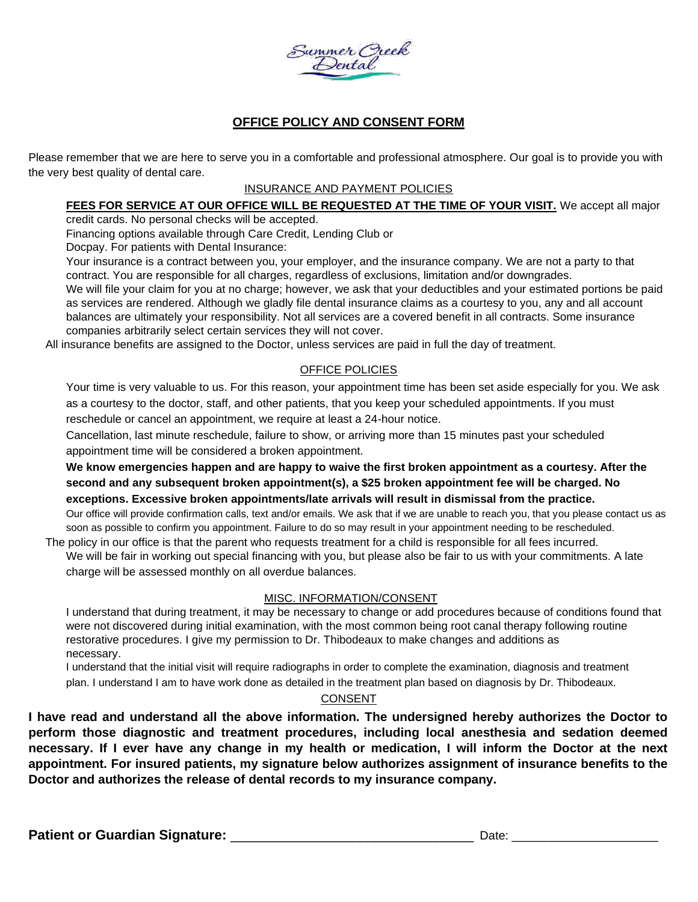Summer Creek Dental

# OFFICE POLICY AND CONSENT FORM

Please remember that we are here to serve you in a comfortable and professional atmosphere. Our goal is to provide you with the very best quality of dental care.

## INSURANCE AND PAYMENT POLICIES

**FEES FOR SERVICE AT OUR OFFICE WILL BE REQUESTED AT THE TIME OF YOUR VISIT.** We accept all major credit cards. No personal checks will be accepted.

Financing options available through Care Credit, Lending Club or Docpay. For patients with Dental Insurance:

Your insurance is a contract between you, your employer, and the insurance company. We are not a party to that contract. You are responsible for all charges, regardless of exclusions, limitation and/or downgrades.

We will file your claim for you at no charge; however, we ask that your deductibles and your estimated portions be paid as services are rendered. Although we gladly file dental insurance claims as a courtesy to you, any and all account balances are ultimately your responsibility. Not all services are a covered benefit in all contracts. Some insurance companies arbitrarily select certain services they will not cover.

All insurance benefits are assigned to the Doctor, unless services are paid in full the day of treatment.

## OFFICE POLICIES

Your time is very valuable to us. For this reason, your appointment time has been set aside especially for you. We ask as a courtesy to the doctor, staff, and other patients, that you keep your scheduled appointments. If you must reschedule or cancel an appointment, we require at least a 24-hour notice.

Cancellation, last minute reschedule, failure to show, or arriving more than 15 minutes past your scheduled appointment time will be considered a broken appointment.

**We know emergencies happen and are happy to waive the first broken appointment as a courtesy. After the second and any subsequent broken appointment(s), a $25 broken appointment fee will be charged. No exceptions. Excessive broken appointments/late arrivals will result in dismissal from the practice.**

Our office will provide confirmation calls, text and/or emails. We ask that if we are unable to reach you, that you please contact us as soon as possible to confirm you appointment. Failure to do so may result in your appointment needing to be rescheduled.

The policy in our office is that the parent who requests treatment for a child is responsible for all fees incurred.

We will be fair in working out special financing with you, but please also be fair to us with your commitments. A late charge will be assessed monthly on all overdue balances.

## MISC. INFORMATION/CONSENT

I understand that during treatment, it may be necessary to change or add procedures because of conditions found that were not discovered during initial examination, with the most common being root canal therapy following routine restorative procedures. I give my permission to Dr. Thibodeaux to make changes and additions as necessary.

I understand that the initial visit will require radiographs in order to complete the examination, diagnosis and treatment plan. I understand I am to have work done as detailed in the treatment plan based on diagnosis by Dr. Thibodeaux.

## CONSENT

**I have read and understand all the above information. The undersigned hereby authorizes the Doctor to perform those diagnostic and treatment procedures, including local anesthesia and sedation deemed necessary. If I ever have any change in my health or medication, I will inform the Doctor at the next appointment. For insured patients, my signature below authorizes assignment of insurance benefits to the Doctor and authorizes the release of dental records to my insurance company.**

**Patient or Guardian Signature:** ________________________________ Date: ____________________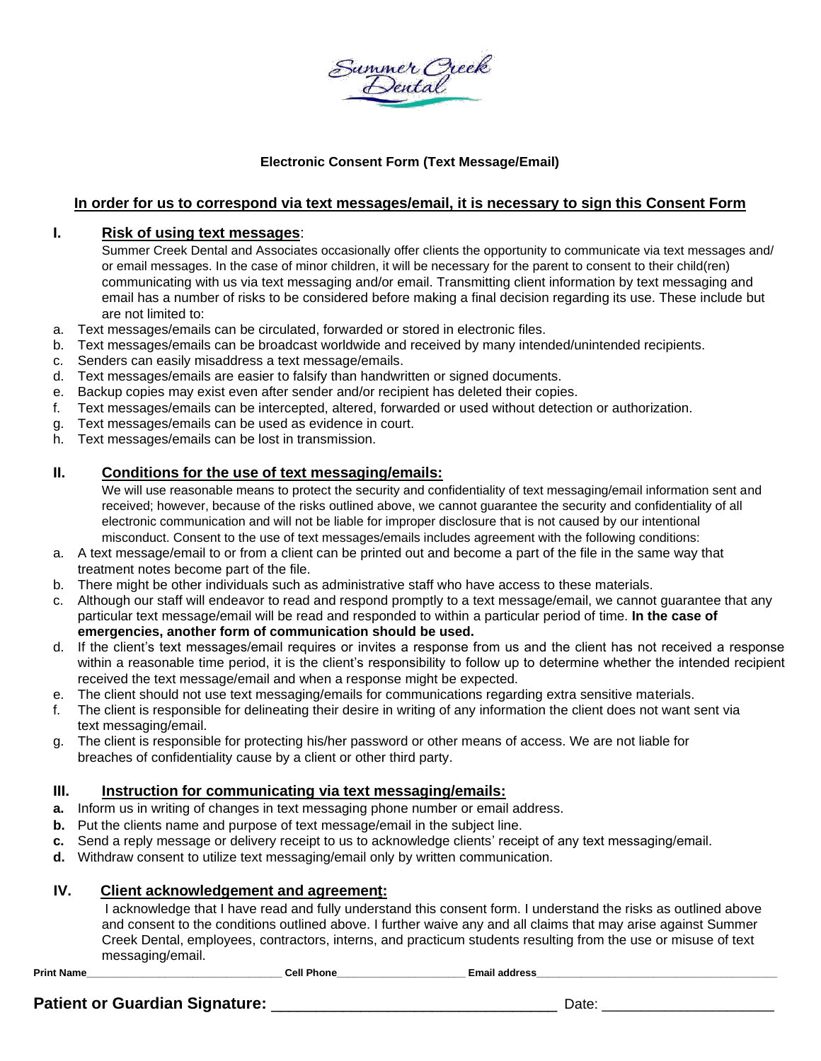Summer Creek Dental

# Electronic Consent Form (Text Message/Email)

**In order for us to correspond via text messages/email, it is necessary to sign this Consent Form**

## I. Risk of using text messages:

Summer Creek Dental and Associates occasionally offer clients the opportunity to communicate via text messages and/ or email messages. In the case of minor children, it will be necessary for the parent to consent to their child(ren) communicating with us via text messaging and/or email. Transmitting client information by text messaging and email has a number of risks to be considered before making a final decision regarding its use. These include but are not limited to:

a. Text messages/emails can be circulated, forwarded or stored in electronic files.
b. Text messages/emails can be broadcast worldwide and received by many intended/unintended recipients.
c. Senders can easily misaddress a text message/emails.
d. Text messages/emails are easier to falsify than handwritten or signed documents.
e. Backup copies may exist even after sender and/or recipient has deleted their copies.
f. Text messages/emails can be intercepted, altered, forwarded or used without detection or authorization.
g. Text messages/emails can be used as evidence in court.
h. Text messages/emails can be lost in transmission.

## II. Conditions for the use of text messaging/emails:

We will use reasonable means to protect the security and confidentiality of text messaging/email information sent and received; however, because of the risks outlined above, we cannot guarantee the security and confidentiality of all electronic communication and will not be liable for improper disclosure that is not caused by our intentional misconduct. Consent to the use of text messages/emails includes agreement with the following conditions:

a. A text message/email to or from a client can be printed out and become a part of the file in the same way that treatment notes become part of the file.
b. There might be other individuals such as administrative staff who have access to these materials.
c. Although our staff will endeavor to read and respond promptly to a text message/email, we cannot guarantee that any particular text message/email will be read and responded to within a particular period of time. **In the case of emergencies, another form of communication should be used.**
d. If the client's text messages/email requires or invites a response from us and the client has not received a response within a reasonable time period, it is the client's responsibility to follow up to determine whether the intended recipient received the text message/email and when a response might be expected.
e. The client should not use text messaging/emails for communications regarding extra sensitive materials.
f. The client is responsible for delineating their desire in writing of any information the client does not want sent via text messaging/email.
g. The client is responsible for protecting his/her password or other means of access. We are not liable for breaches of confidentiality cause by a client or other third party.

## III. Instruction for communicating via text messaging/emails:

**a.** Inform us in writing of changes in text messaging phone number or email address.
**b.** Put the clients name and purpose of text message/email in the subject line.
**c.** Send a reply message or delivery receipt to us to acknowledge clients' receipt of any text messaging/email.
**d.** Withdraw consent to utilize text messaging/email only by written communication.

## IV. Client acknowledgement and agreement:

I acknowledge that I have read and fully understand this consent form. I understand the risks as outlined above and consent to the conditions outlined above. I further waive any and all claims that may arise against Summer Creek Dental, employees, contractors, interns, and practicum students resulting from the use or misuse of text messaging/email.

**Print Name**__________________________________ **Cell Phone**______________________ **Email address**__________________________________________

**Patient or Guardian Signature:** __________________________________ Date: _____________________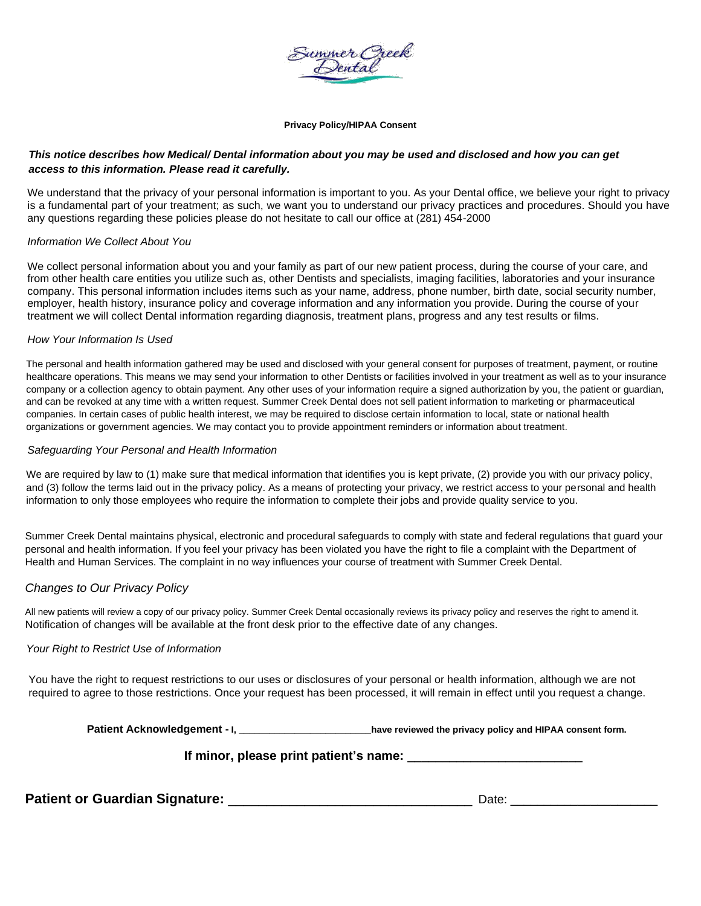Summer Creek Dental

**Privacy Policy/HIPAA Consent**

***This notice describes how Medical/ Dental information about you may be used and disclosed and how you can get access to this information. Please read it carefully.***

We understand that the privacy of your personal information is important to you. As your Dental office, we believe your right to privacy is a fundamental part of your treatment; as such, we want you to understand our privacy practices and procedures. Should you have any questions regarding these policies please do not hesitate to call our office at (281) 454-2000

*Information We Collect About You*

We collect personal information about you and your family as part of our new patient process, during the course of your care, and from other health care entities you utilize such as, other Dentists and specialists, imaging facilities, laboratories and your insurance company. This personal information includes items such as your name, address, phone number, birth date, social security number, employer, health history, insurance policy and coverage information and any information you provide. During the course of your treatment we will collect Dental information regarding diagnosis, treatment plans, progress and any test results or films.

*How Your Information Is Used*

The personal and health information gathered may be used and disclosed with your general consent for purposes of treatment, payment, or routine healthcare operations. This means we may send your information to other Dentists or facilities involved in your treatment as well as to your insurance company or a collection agency to obtain payment. Any other uses of your information require a signed authorization by you, the patient or guardian, and can be revoked at any time with a written request. Summer Creek Dental does not sell patient information to marketing or pharmaceutical companies. In certain cases of public health interest, we may be required to disclose certain information to local, state or national health organizations or government agencies. We may contact you to provide appointment reminders or information about treatment.

*Safeguarding Your Personal and Health Information*

We are required by law to (1) make sure that medical information that identifies you is kept private, (2) provide you with our privacy policy, and (3) follow the terms laid out in the privacy policy. As a means of protecting your privacy, we restrict access to your personal and health information to only those employees who require the information to complete their jobs and provide quality service to you.

Summer Creek Dental maintains physical, electronic and procedural safeguards to comply with state and federal regulations that guard your personal and health information. If you feel your privacy has been violated you have the right to file a complaint with the Department of Health and Human Services. The complaint in no way influences your course of treatment with Summer Creek Dental.

*Changes to Our Privacy Policy*

All new patients will review a copy of our privacy policy. Summer Creek Dental occasionally reviews its privacy policy and reserves the right to amend it. Notification of changes will be available at the front desk prior to the effective date of any changes.

*Your Right to Restrict Use of Information*

You have the right to request restrictions to our uses or disclosures of your personal or health information, although we are not required to agree to those restrictions. Once your request has been processed, it will remain in effect until you request a change.

**Patient Acknowledgement - I, ______________________ have reviewed the privacy policy and HIPAA consent form.**

**If minor, please print patient's name: ________________________**

**Patient or Guardian Signature:** ________________________________ Date: ____________________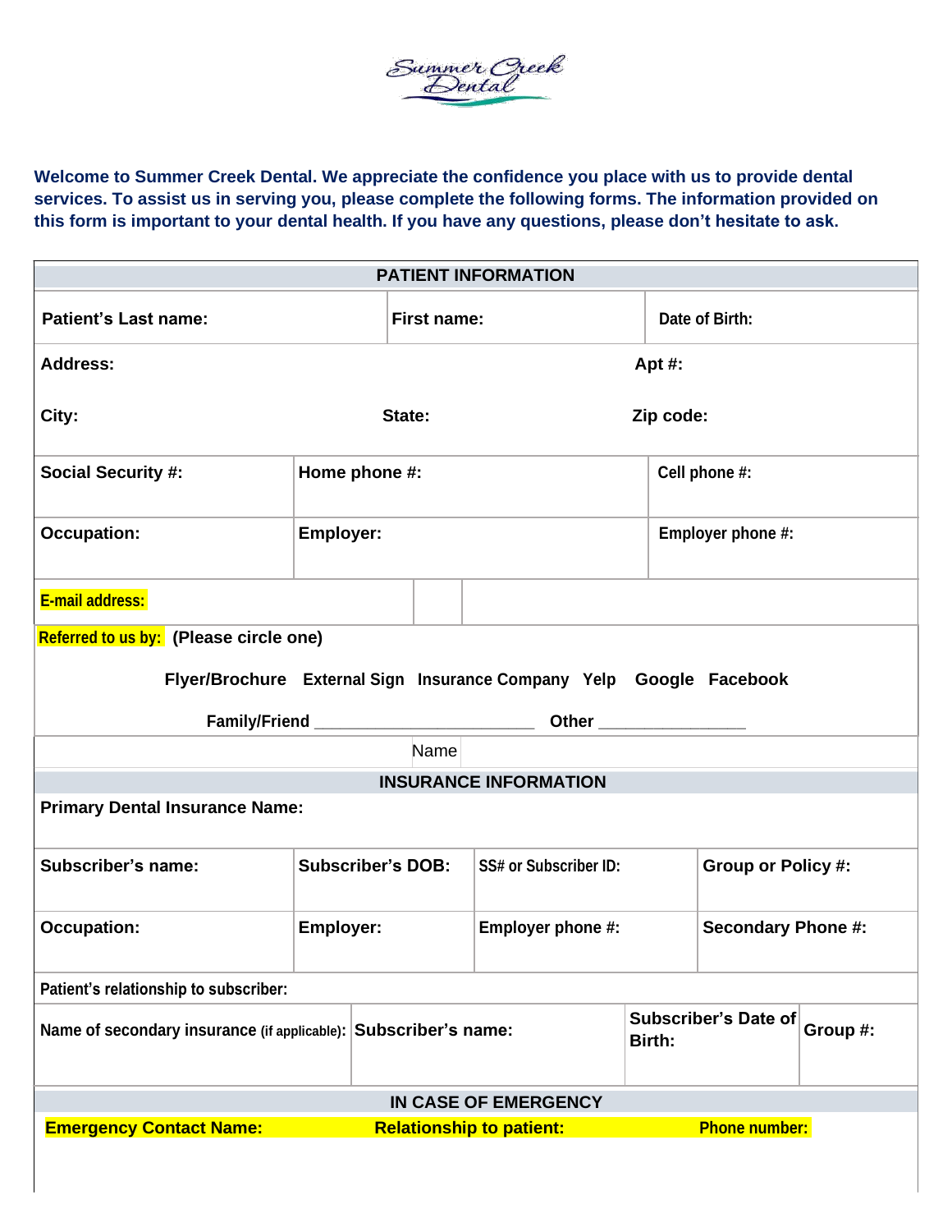Summer Creek Dental

**Welcome to Summer Creek Dental. We appreciate the confidence you place with us to provide dental services. To assist us in serving you, please complete the following forms. The information provided on this form is important to your dental health. If you have any questions, please don't hesitate to ask.**

## PATIENT INFORMATION

| Patient's Last name: | First name: | Date of Birth: |
|---|---|---|
| Address: | | Apt #: |
| City: | State: | Zip code: |
| Social Security #: | Home phone #: | Cell phone #: |
| Occupation: | Employer: | Employer phone #: |
| E-mail address: | | |

**Referred to us by:** (Please circle one)

Flyer/Brochure   External Sign   Insurance Company   Yelp   Google   Facebook

Family/Friend ________________________ Other _______________

Name

## INSURANCE INFORMATION

| Primary Dental Insurance Name: | | | |
|---|---|---|---|
| Subscriber's name: | Subscriber's DOB: | SS# or Subscriber ID: | Group or Policy #: |
| Occupation: | Employer: | Employer phone #: | Secondary Phone #: |
| Patient's relationship to subscriber: | | | |

| Name of secondary insurance (if applicable): | Subscriber's name: | Subscriber's Date of Birth: | Group #: |
|---|---|---|---|
| | | | |

## IN CASE OF EMERGENCY

| Emergency Contact Name: | Relationship to patient: | Phone number: |
|---|---|---|
| | | |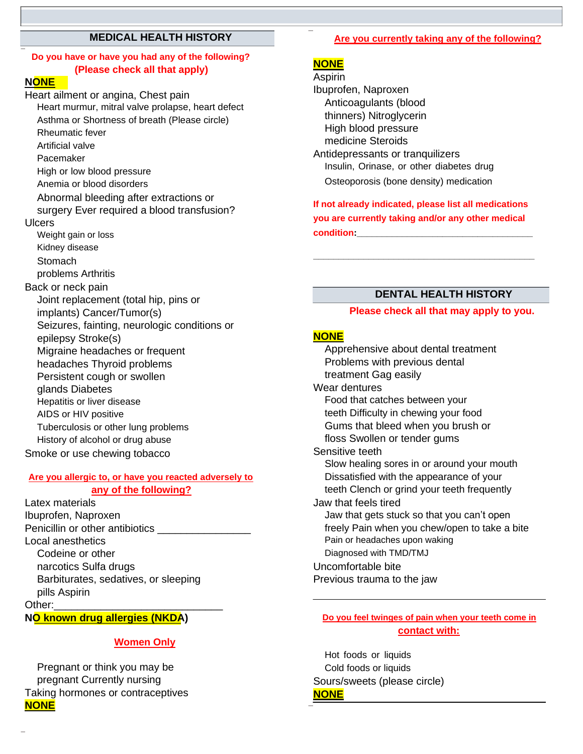## MEDICAL HEALTH HISTORY

**Do you have or have you had any of the following?**
**(Please check all that apply)**

**NONE**

Heart ailment or angina, Chest pain
Heart murmur, mitral valve prolapse, heart defect
Asthma or Shortness of breath (Please circle)
Rheumatic fever
Artificial valve
Pacemaker
High or low blood pressure
Anemia or blood disorders
Abnormal bleeding after extractions or surgery Ever required a blood transfusion?
Ulcers
Weight gain or loss
Kidney disease
Stomach problems Arthritis
Back or neck pain
Joint replacement (total hip, pins or implants) Cancer/Tumor(s)
Seizures, fainting, neurologic conditions or epilepsy Stroke(s)
Migraine headaches or frequent headaches Thyroid problems
Persistent cough or swollen glands Diabetes
Hepatitis or liver disease
AIDS or HIV positive
Tuberculosis or other lung problems
History of alcohol or drug abuse
Smoke or use chewing tobacco

**Are you allergic to, or have you reacted adversely to any of the following?**

Latex materials
Ibuprofen, Naproxen
Penicillin or other antibiotics ________________
Local anesthetics
Codeine or other narcotics Sulfa drugs
Barbiturates, sedatives, or sleeping pills Aspirin
Other:____________________________
**NO known drug allergies (NKDA)**

**Women Only**

Pregnant or think you may be pregnant Currently nursing
Taking hormones or contraceptives
**NONE**

**Are you currently taking any of the following?**

**NONE**
Aspirin
Ibuprofen, Naproxen
Anticoagulants (blood thinners) Nitroglycerin
High blood pressure medicine Steroids
Antidepressants or tranquilizers
Insulin, Orinase, or other diabetes drug
Osteoporosis (bone density) medication

**If not already indicated, please list all medications you are currently taking and/or any other medical condition:**________________________________

________________________________________

## DENTAL HEALTH HISTORY

**Please check all that may apply to you.**

**NONE**
Apprehensive about dental treatment
Problems with previous dental treatment Gag easily
Wear dentures
Food that catches between your teeth Difficulty in chewing your food
Gums that bleed when you brush or floss Swollen or tender gums
Sensitive teeth
Slow healing sores in or around your mouth
Dissatisfied with the appearance of your teeth Clench or grind your teeth frequently
Jaw that feels tired
Jaw that gets stuck so that you can't open freely Pain when you chew/open to take a bite
Pain or headaches upon waking
Diagnosed with TMD/TMJ
Uncomfortable bite
Previous trauma to the jaw

**Do you feel twinges of pain when your teeth come in contact with:**

Hot foods or liquids
Cold foods or liquids
Sours/sweets (please circle)
**NONE**